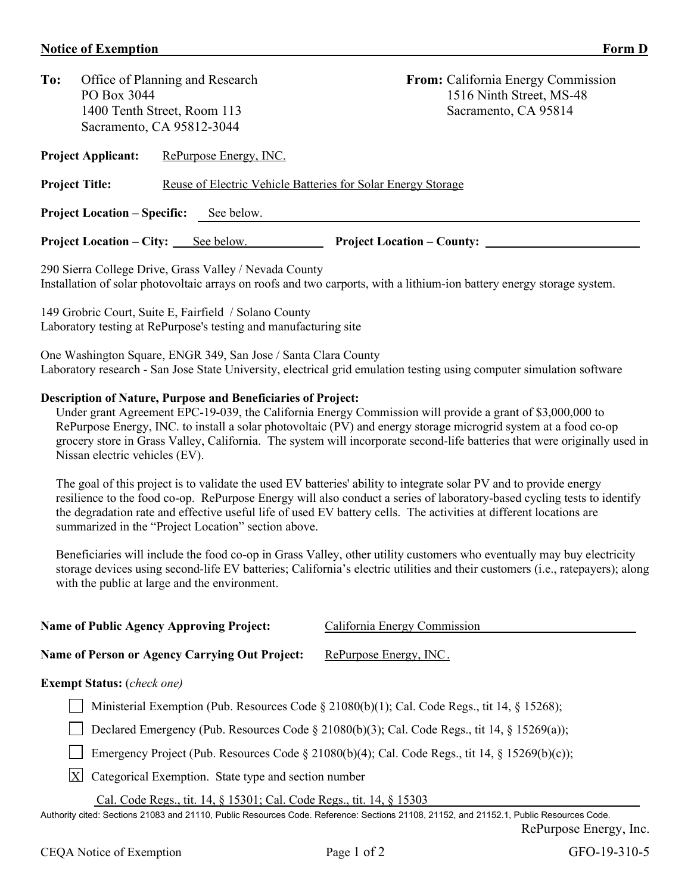**Notice of Exemption** **Form D**

**To:** Office of Planning and Research
PO Box 3044
1400 Tenth Street, Room 113
Sacramento, CA 95812-3044

**From:** California Energy Commission
1516 Ninth Street, MS-48
Sacramento, CA 95814

**Project Applicant:** RePurpose Energy, INC.

**Project Title:** Reuse of Electric Vehicle Batteries for Solar Energy Storage

**Project Location – Specific:** See below.

**Project Location – City:** See below. **Project Location – County:**

290 Sierra College Drive, Grass Valley / Nevada County
Installation of solar photovoltaic arrays on roofs and two carports, with a lithium-ion battery energy storage system.

149 Grobric Court, Suite E, Fairfield / Solano County
Laboratory testing at RePurpose's testing and manufacturing site

One Washington Square, ENGR 349, San Jose / Santa Clara County
Laboratory research - San Jose State University, electrical grid emulation testing using computer simulation software

**Description of Nature, Purpose and Beneficiaries of Project:**

Under grant Agreement EPC-19-039, the California Energy Commission will provide a grant of $3,000,000 to RePurpose Energy, INC. to install a solar photovoltaic (PV) and energy storage microgrid system at a food co-op grocery store in Grass Valley, California. The system will incorporate second-life batteries that were originally used in Nissan electric vehicles (EV).

The goal of this project is to validate the used EV batteries' ability to integrate solar PV and to provide energy resilience to the food co-op. RePurpose Energy will also conduct a series of laboratory-based cycling tests to identify the degradation rate and effective useful life of used EV battery cells. The activities at different locations are summarized in the "Project Location" section above.

Beneficiaries will include the food co-op in Grass Valley, other utility customers who eventually may buy electricity storage devices using second-life EV batteries; California's electric utilities and their customers (i.e., ratepayers); along with the public at large and the environment.

**Name of Public Agency Approving Project:** California Energy Commission

**Name of Person or Agency Carrying Out Project:** RePurpose Energy, INC.

**Exempt Status:** (*check one*)

- [ ] Ministerial Exemption (Pub. Resources Code § 21080(b)(1); Cal. Code Regs., tit 14, § 15268);
- [ ] Declared Emergency (Pub. Resources Code § 21080(b)(3); Cal. Code Regs., tit 14, § 15269(a));
- [ ] Emergency Project (Pub. Resources Code § 21080(b)(4); Cal. Code Regs., tit 14, § 15269(b)(c));
- [X] Categorical Exemption. State type and section number

Cal. Code Regs., tit. 14, § 15301; Cal. Code Regs., tit. 14, § 15303

Authority cited: Sections 21083 and 21110, Public Resources Code. Reference: Sections 21108, 21152, and 21152.1, Public Resources Code.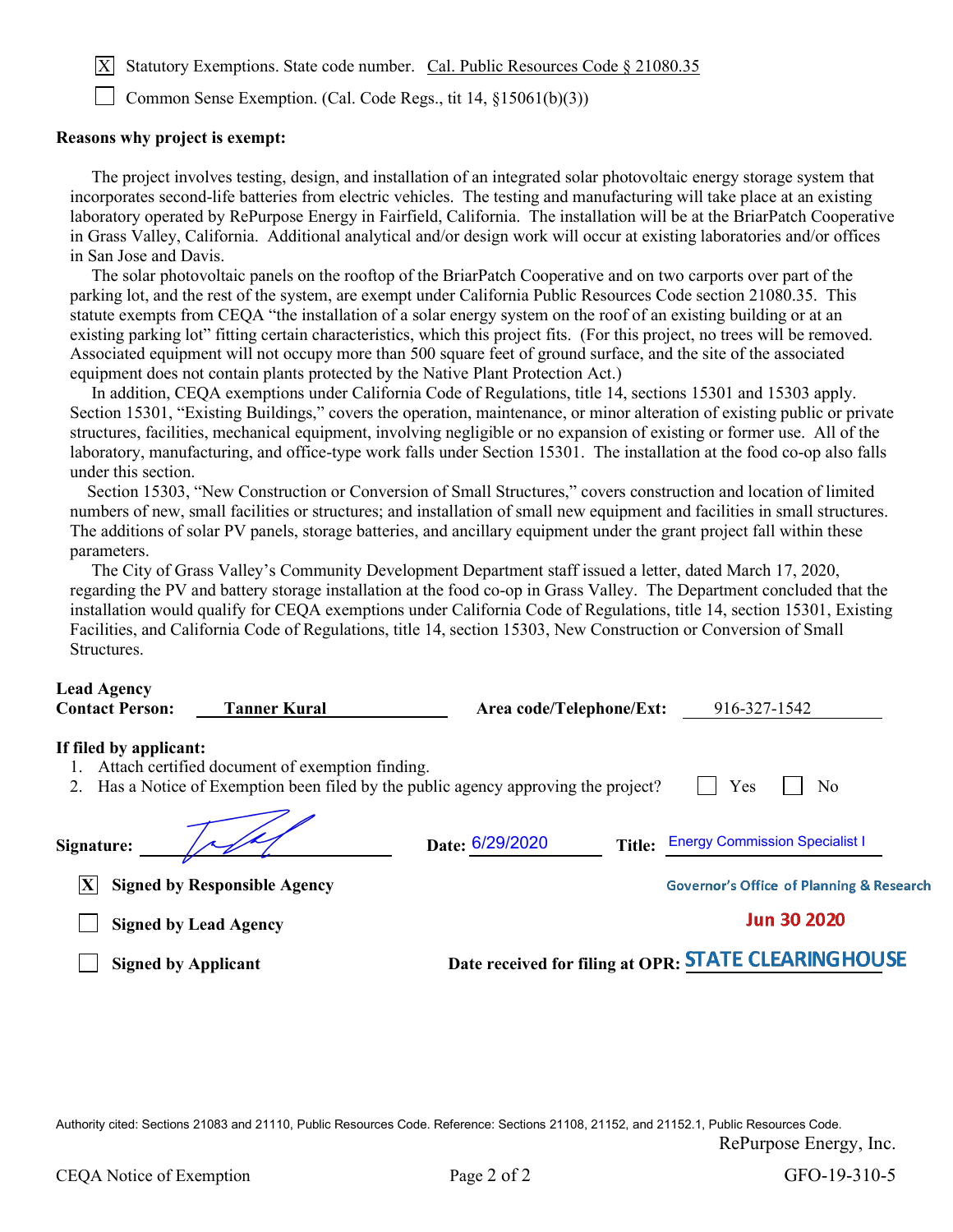[X] Statutory Exemptions. State code number. Cal. Public Resources Code § 21080.35

[ ] Common Sense Exemption. (Cal. Code Regs., tit 14, §15061(b)(3))

**Reasons why project is exempt:**

The project involves testing, design, and installation of an integrated solar photovoltaic energy storage system that incorporates second-life batteries from electric vehicles. The testing and manufacturing will take place at an existing laboratory operated by RePurpose Energy in Fairfield, California. The installation will be at the BriarPatch Cooperative in Grass Valley, California. Additional analytical and/or design work will occur at existing laboratories and/or offices in San Jose and Davis.

The solar photovoltaic panels on the rooftop of the BriarPatch Cooperative and on two carports over part of the parking lot, and the rest of the system, are exempt under California Public Resources Code section 21080.35. This statute exempts from CEQA "the installation of a solar energy system on the roof of an existing building or at an existing parking lot" fitting certain characteristics, which this project fits. (For this project, no trees will be removed. Associated equipment will not occupy more than 500 square feet of ground surface, and the site of the associated equipment does not contain plants protected by the Native Plant Protection Act.)

In addition, CEQA exemptions under California Code of Regulations, title 14, sections 15301 and 15303 apply. Section 15301, "Existing Buildings," covers the operation, maintenance, or minor alteration of existing public or private structures, facilities, mechanical equipment, involving negligible or no expansion of existing or former use. All of the laboratory, manufacturing, and office-type work falls under Section 15301. The installation at the food co-op also falls under this section.

Section 15303, "New Construction or Conversion of Small Structures," covers construction and location of limited numbers of new, small facilities or structures; and installation of small new equipment and facilities in small structures. The additions of solar PV panels, storage batteries, and ancillary equipment under the grant project fall within these parameters.

The City of Grass Valley's Community Development Department staff issued a letter, dated March 17, 2020, regarding the PV and battery storage installation at the food co-op in Grass Valley. The Department concluded that the installation would qualify for CEQA exemptions under California Code of Regulations, title 14, section 15301, Existing Facilities, and California Code of Regulations, title 14, section 15303, New Construction or Conversion of Small Structures.

**Lead Agency**
**Contact Person:** Tanner Kural **Area code/Telephone/Ext:** 916-327-1542

**If filed by applicant:**

1. Attach certified document of exemption finding.
2. Has a Notice of Exemption been filed by the public agency approving the project? [ ] Yes [ ] No

**Signature:** [signature] **Date:** 6/29/2020 **Title:** Energy Commission Specialist I

[X] **Signed by Responsible Agency**

[ ] **Signed by Lead Agency**

[ ] **Signed by Applicant**

Governor's Office of Planning & Research
Jun 30 2020

**Date received for filing at OPR:** STATE CLEARINGHOUSE

Authority cited: Sections 21083 and 21110, Public Resources Code. Reference: Sections 21108, 21152, and 21152.1, Public Resources Code.

RePurpose Energy, Inc.

CEQA Notice of Exemption GFO-19-310-5